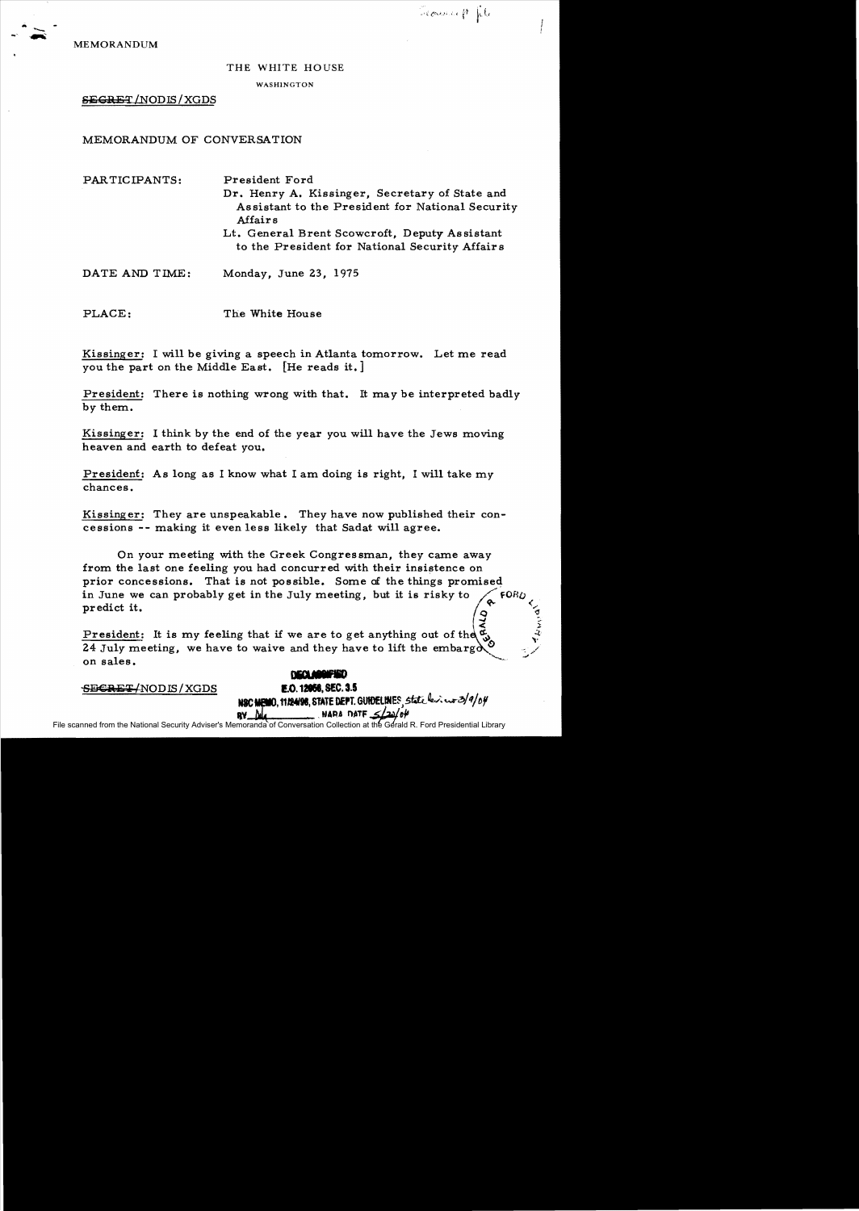MEMORANDUM

THE WHITE HOUSE

WASHINGTON

~~SECRET~~/NODIS/XGDS

MEMORANDUM OF CONVERSATION

PARTICIPANTS: President Ford
Dr. Henry A. Kissinger, Secretary of State and Assistant to the President for National Security Affairs
Lt. General Brent Scowcroft, Deputy Assistant to the President for National Security Affairs

DATE AND TIME: Monday, June 23, 1975

PLACE: The White House

Kissinger: I will be giving a speech in Atlanta tomorrow. Let me read you the part on the Middle East. [He reads it.]

President: There is nothing wrong with that. It may be interpreted badly by them.

Kissinger: I think by the end of the year you will have the Jews moving heaven and earth to defeat you.

President: As long as I know what I am doing is right, I will take my chances.

Kissinger: They are unspeakable. They have now published their concessions -- making it even less likely that Sadat will agree.

On your meeting with the Greek Congressman, they came away from the last one feeling you had concurred with their insistence on prior concessions. That is not possible. Some of the things promised in June we can probably get in the July meeting, but it is risky to predict it.

President: It is my feeling that if we are to get anything out of the 24 July meeting, we have to waive and they have to lift the embargo on sales.

~~SECRET~~/NODIS/XGDS

DECLASSIFIED
E.O. 12958, SEC. 3.5
NSC MEMO, 11/24/98, STATE DEPT. GUIDELINES, State review 3/9/04
BY dal NARA DATE 5/20/04

File scanned from the National Security Adviser's Memoranda of Conversation Collection at the Gerald R. Ford Presidential Library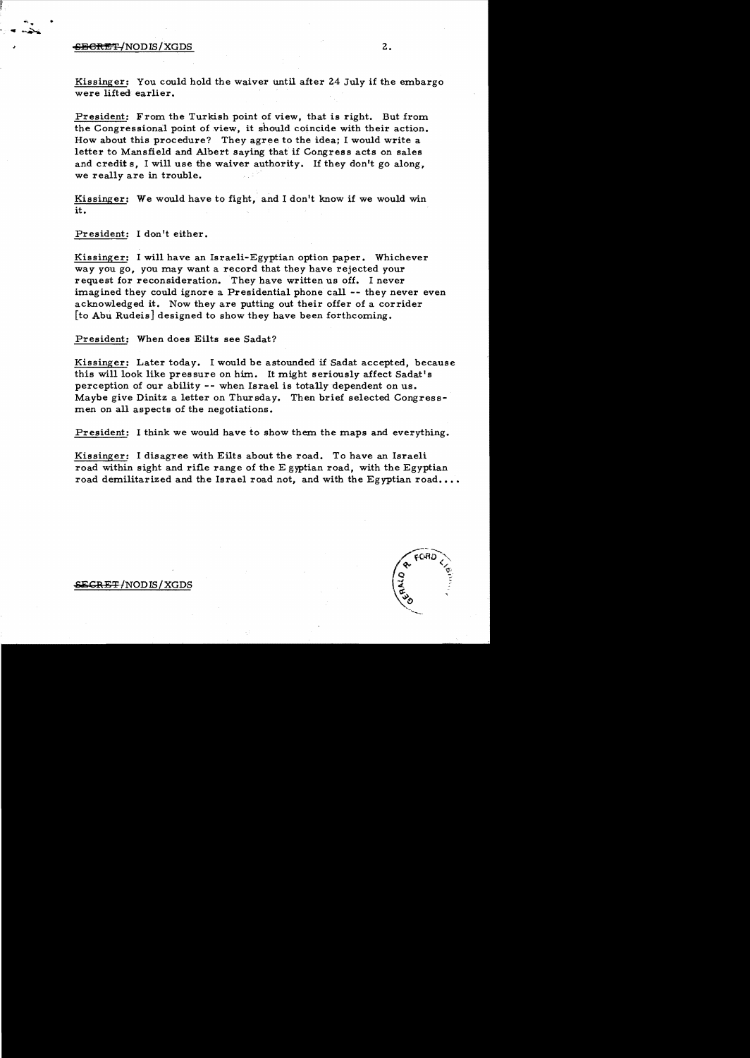Kissinger: You could hold the waiver until after 24 July if the embargo were lifted earlier.

President: From the Turkish point of view, that is right. But from the Congressional point of view, it should coincide with their action. How about this procedure? They agree to the idea; I would write a letter to Mansfield and Albert saying that if Congress acts on sales and credit s, I will use the waiver authority. If they don't go along, we really are in trouble.

Kissinger: We would have to fight, and I don't know if we would win it.

President: I don't either.

Kissinger: I will have an Israeli-Egyptian option paper. Whichever way you go, you may want a record that they have rejected your request for reconsideration. They have written us off. I never imagined they could ignore a Presidential phone call -- they never even acknowledged it. Now they are putting out their offer of a corrider [to Abu Rudeis] designed to show they have been forthcoming.

President: When does Eilts see Sadat?

Kissinger: Later today. I would be astounded if Sadat accepted, because this will look like pressure on him. It might seriously affect Sadat's perception of our ability -- when Israel is totally dependent on us. Maybe give Dinitz a letter on Thursday. Then brief selected Congressmen on all aspects of the negotiations.

President: I think we would have to show them the maps and everything.

Kissinger: I disagree with Eilts about the road. To have an Israeli road within sight and rifle range of the Egyptian road, with the Egyptian road demilitarized and the Israel road not, and with the Egyptian road....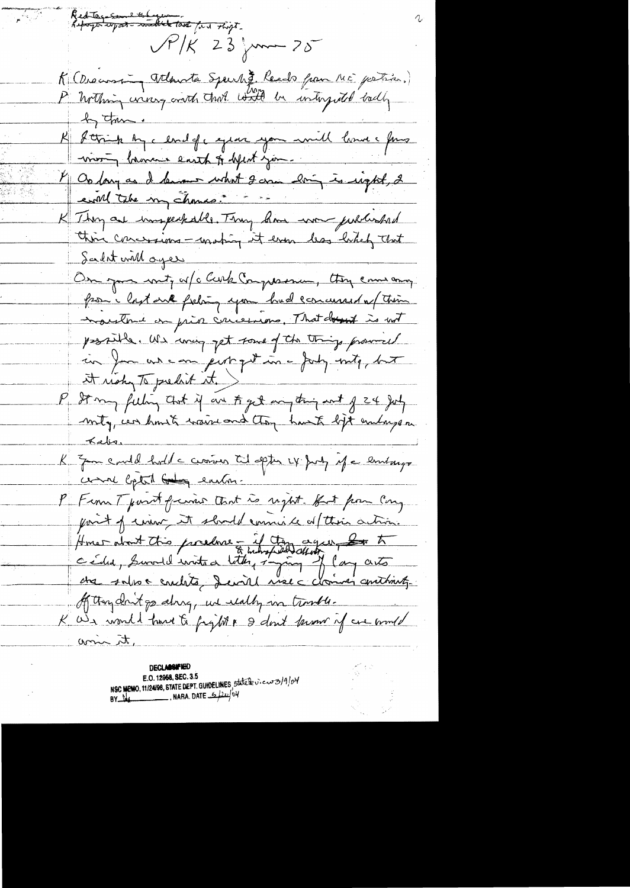Red tag – sound to Agnew.
Refuge report – matched test for flight.

P/K 23 June 75

K (Discussing Atlanta Speech & Reads from ME portion.)
P Nothing wrong with that. Will be interpreted badly by them.
K I think by end of year you will have a firm moving heaven earth to defeat you.
P As long as I know what I am doing is right, I will take my chances.
K They are unspeakable. They have now published their concessions – making it even less likely that Sadat will agree.
On your mtg w/ Cork Congressmen, they came away from last week feeling you had concurred w/ their insistence on prior concessions. That is not possible. We may get some of the things promised in June and can put it in a July mtg, but it risky to predict it.
P It my feeling that if we get anything out of 24 July mtg, we haven't waived and they haven't lift embargo on Kabir.
K You could hold a courier til after 14 July if embargo were lifted earlier.
P From T point of view that is right. But from Cong point of view, it should come after their action. How about this procedure – if they agree, & indispensable to C'ida, I would write a letter saying if Cong acts ... sales credits, I will use ... authority. If they don't go along, we really in trouble.
K We would have to fight & I don't know if we would win it.

DECLASSIFIED
E.O. 12958, SEC. 3.5
NSC MEMO, 11/24/98, STATE DEPT. GUIDELINES State Review 3/9/04
BY ___, NARA, DATE 5/20/04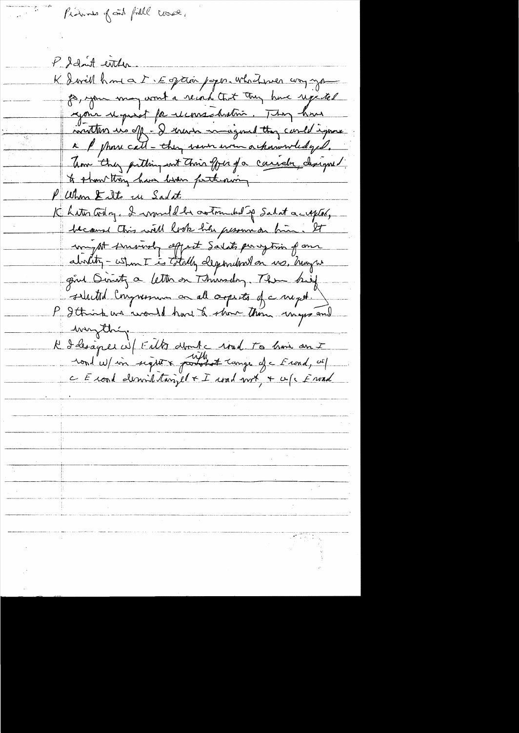Pictures of and fill case.

P I don't either.

K I will have a I.E option paper. Whichever way you go, you may want a record that they have rejected your request for reconsideration. They have written us off - I never imagined they could ignore a P phone call - they never even acknowledged. Now they putting out their offer of a carrier, designed to show they have been forthcoming.

P When E.Its in Sadat.

K Later today. I would be astounded if Sadat accepted, because this will look like pressure on him. It might seriously affect Sadat's perception of our ability - when I is totally dependent on us. Maybe give Dinitz a letter on Thursday. Then brief selected Congressmen on all aspects of a negot.

P I think we would have to show them maps and everything.

K I disagree w/ Eilts about a road. To have an I road w/in sight + without range of a E road, w/ a E road demilitarized + I road not, + w/ a E road